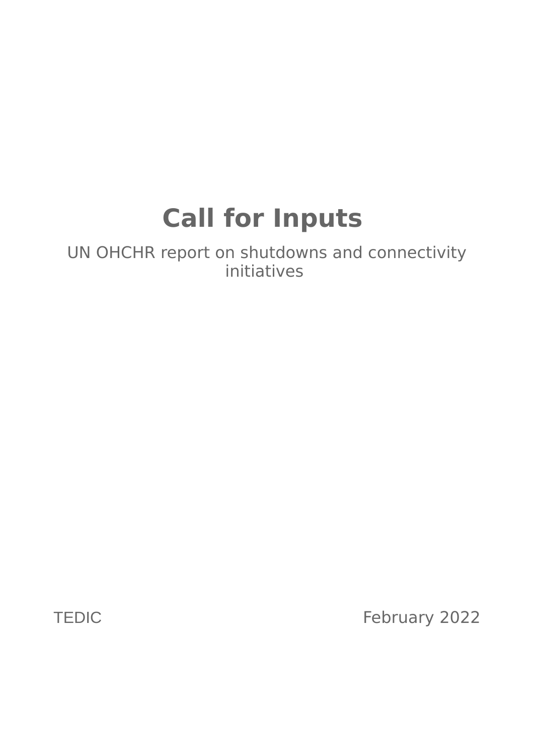# Call for Inputs

UN OHCHR report on shutdowns and connectivity initiatives

TEDIC

February 2022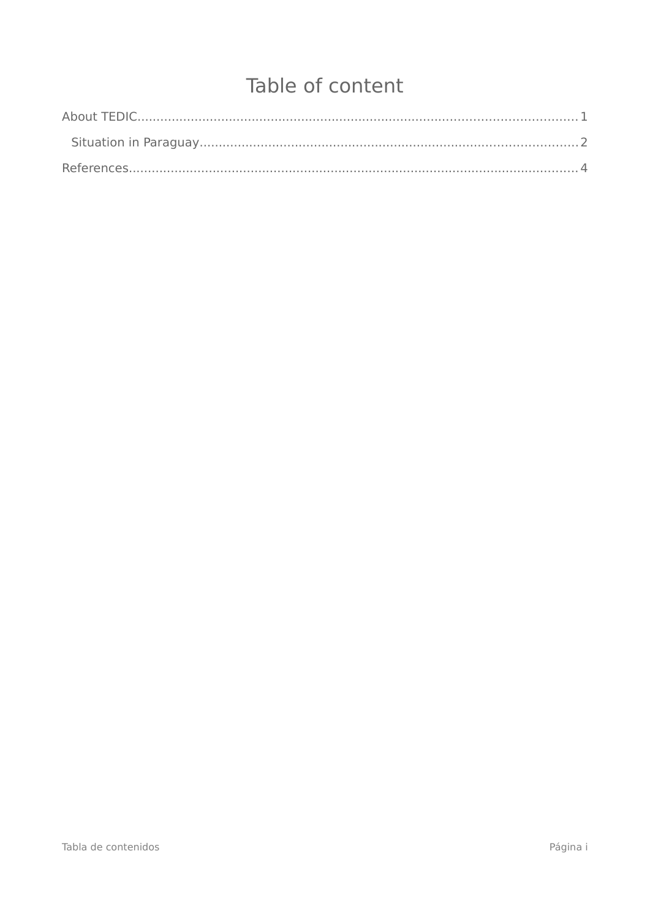# Table of content

About TEDIC........................................................................................................ 1

  Situation in Paraguay.................................................................................... 2

References.......................................................................................................... 4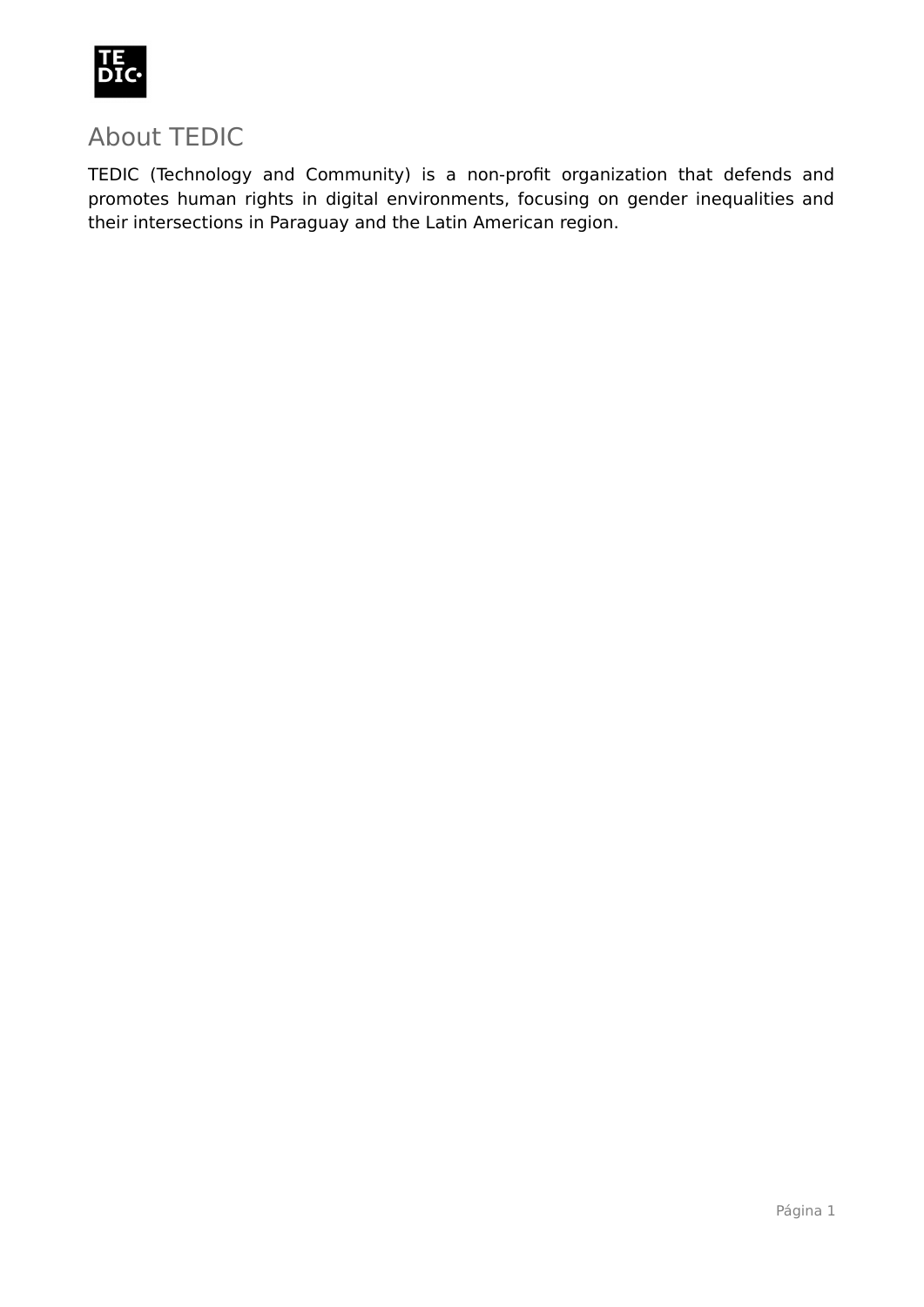## About TEDIC

TEDIC (Technology and Community) is a non-profit organization that defends and promotes human rights in digital environments, focusing on gender inequalities and their intersections in Paraguay and the Latin American region.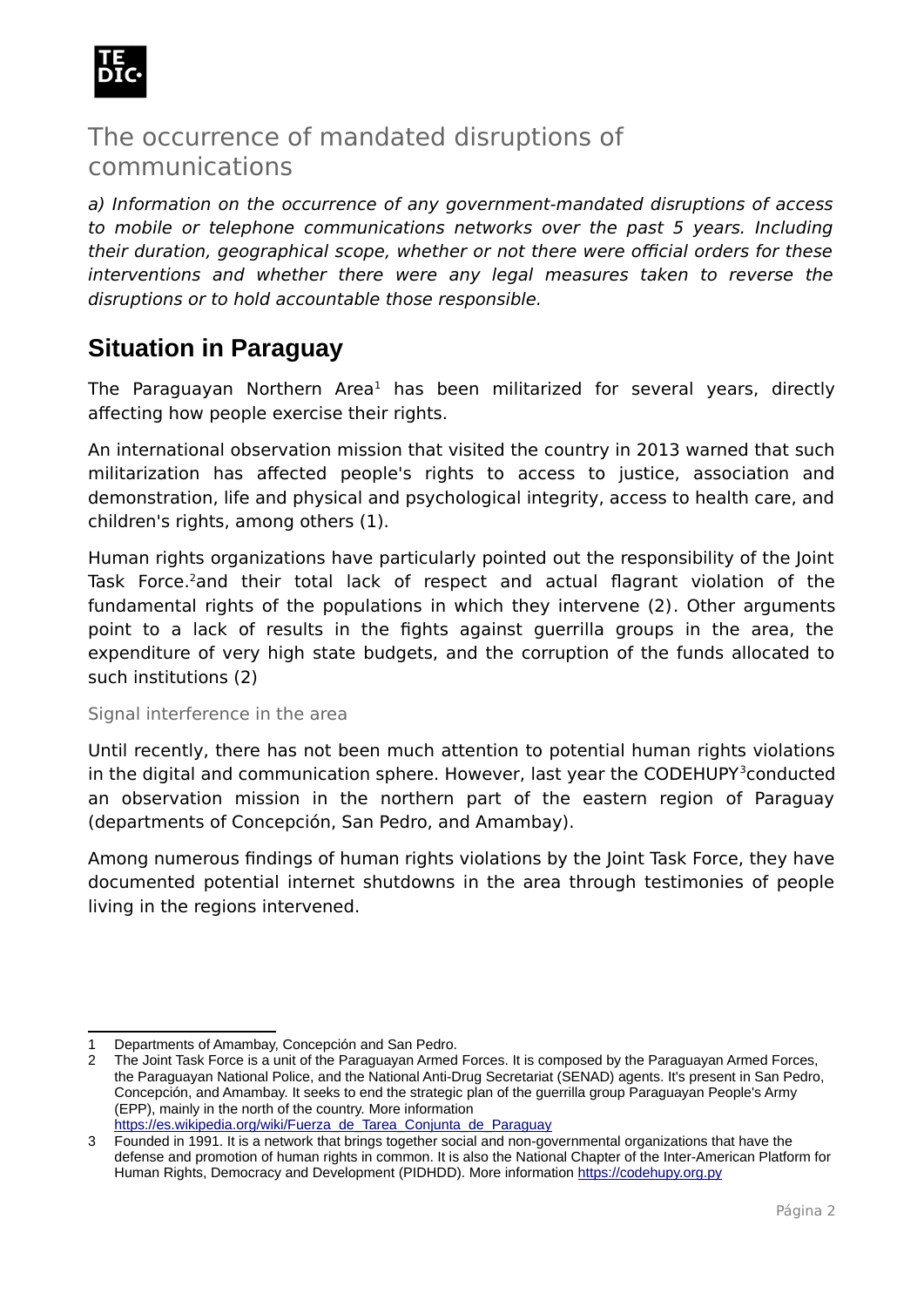## The occurrence of mandated disruptions of communications

*a) Information on the occurrence of any government-mandated disruptions of access to mobile or telephone communications networks over the past 5 years. Including their duration, geographical scope, whether or not there were official orders for these interventions and whether there were any legal measures taken to reverse the disruptions or to hold accountable those responsible.*

## Situation in Paraguay

The Paraguayan Northern Area[1] has been militarized for several years, directly affecting how people exercise their rights.

An international observation mission that visited the country in 2013 warned that such militarization has affected people's rights to access to justice, association and demonstration, life and physical and psychological integrity, access to health care, and children's rights, among others (1).

Human rights organizations have particularly pointed out the responsibility of the Joint Task Force.[2]and their total lack of respect and actual flagrant violation of the fundamental rights of the populations in which they intervene (2). Other arguments point to a lack of results in the fights against guerrilla groups in the area, the expenditure of very high state budgets, and the corruption of the funds allocated to such institutions (2)

### Signal interference in the area

Until recently, there has not been much attention to potential human rights violations in the digital and communication sphere. However, last year the CODEHUPY[3]conducted an observation mission in the northern part of the eastern region of Paraguay (departments of Concepción, San Pedro, and Amambay).

Among numerous findings of human rights violations by the Joint Task Force, they have documented potential internet shutdowns in the area through testimonies of people living in the regions intervened.

---

1 Departments of Amambay, Concepción and San Pedro.

2 The Joint Task Force is a unit of the Paraguayan Armed Forces. It is composed by the Paraguayan Armed Forces, the Paraguayan National Police, and the National Anti-Drug Secretariat (SENAD) agents. It's present in San Pedro, Concepción, and Amambay. It seeks to end the strategic plan of the guerrilla group Paraguayan People's Army (EPP), mainly in the north of the country. More information https://es.wikipedia.org/wiki/Fuerza_de_Tarea_Conjunta_de_Paraguay

3 Founded in 1991. It is a network that brings together social and non-governmental organizations that have the defense and promotion of human rights in common. It is also the National Chapter of the Inter-American Platform for Human Rights, Democracy and Development (PIDHDD). More information https://codehupy.org.py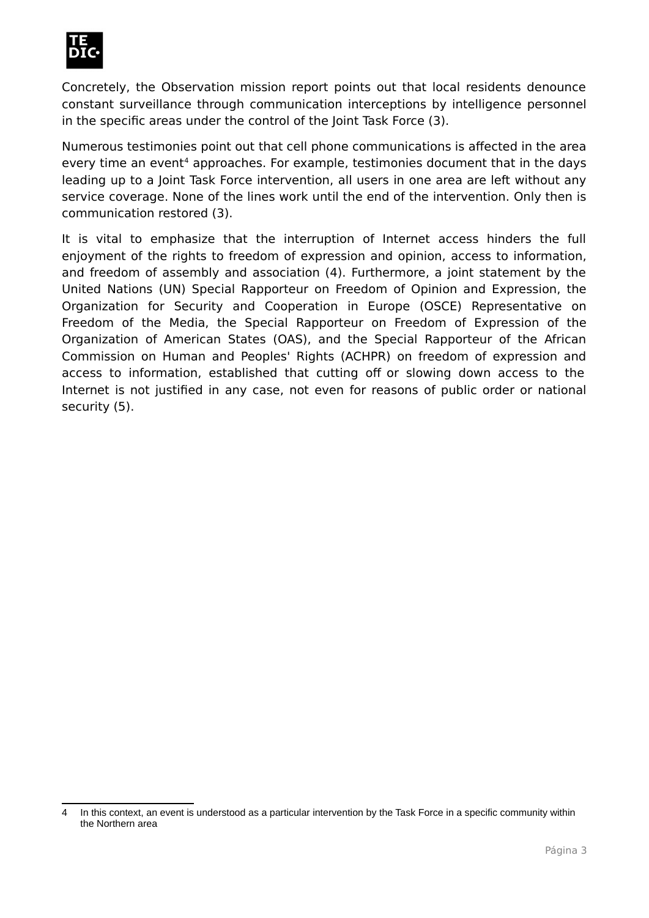Concretely, the Observation mission report points out that local residents denounce constant surveillance through communication interceptions by intelligence personnel in the specific areas under the control of the Joint Task Force (3).

Numerous testimonies point out that cell phone communications is affected in the area every time an event[4] approaches. For example, testimonies document that in the days leading up to a Joint Task Force intervention, all users in one area are left without any service coverage. None of the lines work until the end of the intervention. Only then is communication restored (3).

It is vital to emphasize that the interruption of Internet access hinders the full enjoyment of the rights to freedom of expression and opinion, access to information, and freedom of assembly and association (4). Furthermore, a joint statement by the United Nations (UN) Special Rapporteur on Freedom of Opinion and Expression, the Organization for Security and Cooperation in Europe (OSCE) Representative on Freedom of the Media, the Special Rapporteur on Freedom of Expression of the Organization of American States (OAS), and the Special Rapporteur of the African Commission on Human and Peoples' Rights (ACHPR) on freedom of expression and access to information, established that cutting off or slowing down access to the Internet is not justified in any case, not even for reasons of public order or national security (5).

---

4 In this context, an event is understood as a particular intervention by the Task Force in a specific community within the Northern area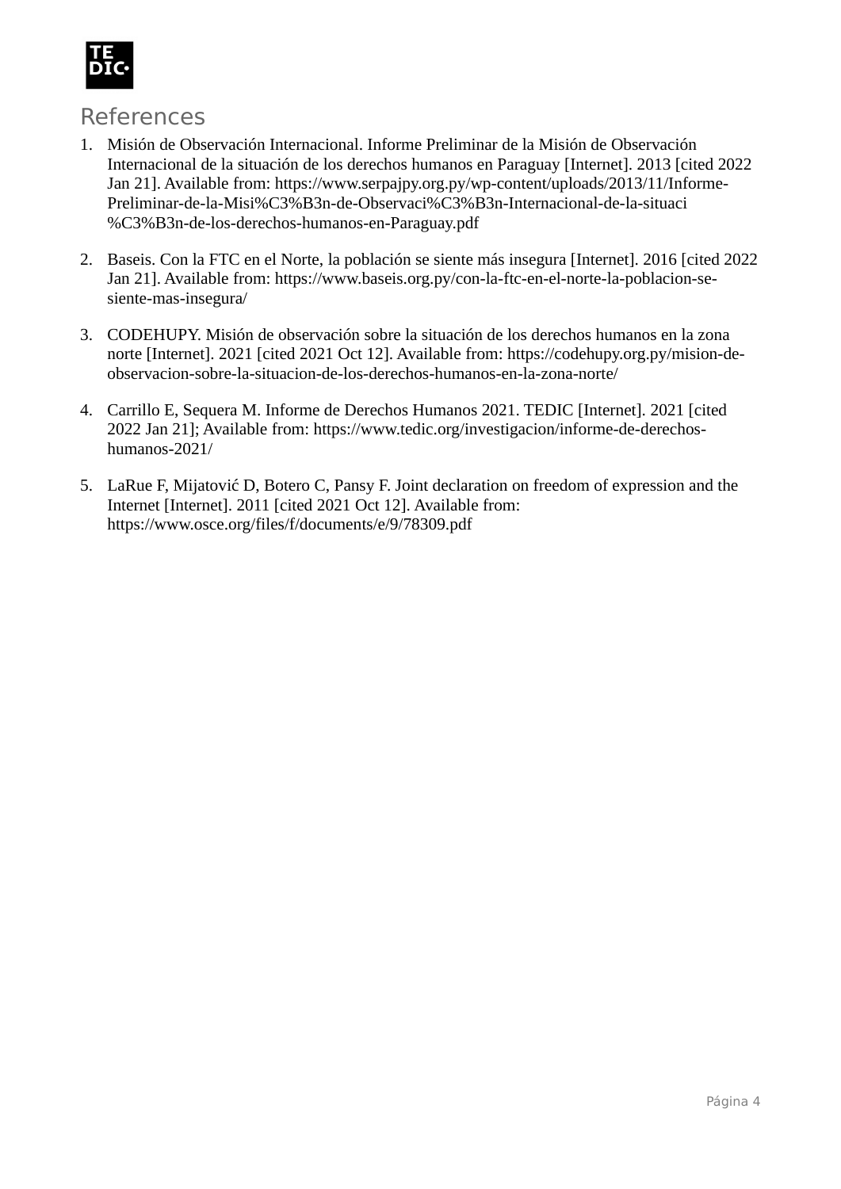# References

1. Misión de Observación Internacional. Informe Preliminar de la Misión de Observación Internacional de la situación de los derechos humanos en Paraguay [Internet]. 2013 [cited 2022 Jan 21]. Available from: https://www.serpajpy.org.py/wp-content/uploads/2013/11/Informe-Preliminar-de-la-Misi%C3%B3n-de-Observaci%C3%B3n-Internacional-de-la-situaci%C3%B3n-de-los-derechos-humanos-en-Paraguay.pdf

2. Baseis. Con la FTC en el Norte, la población se siente más insegura [Internet]. 2016 [cited 2022 Jan 21]. Available from: https://www.baseis.org.py/con-la-ftc-en-el-norte-la-poblacion-se-siente-mas-insegura/

3. CODEHUPY. Misión de observación sobre la situación de los derechos humanos en la zona norte [Internet]. 2021 [cited 2021 Oct 12]. Available from: https://codehupy.org.py/mision-de-observacion-sobre-la-situacion-de-los-derechos-humanos-en-la-zona-norte/

4. Carrillo E, Sequera M. Informe de Derechos Humanos 2021. TEDIC [Internet]. 2021 [cited 2022 Jan 21]; Available from: https://www.tedic.org/investigacion/informe-de-derechos-humanos-2021/

5. LaRue F, Mijatović D, Botero C, Pansy F. Joint declaration on freedom of expression and the Internet [Internet]. 2011 [cited 2021 Oct 12]. Available from: https://www.osce.org/files/f/documents/e/9/78309.pdf